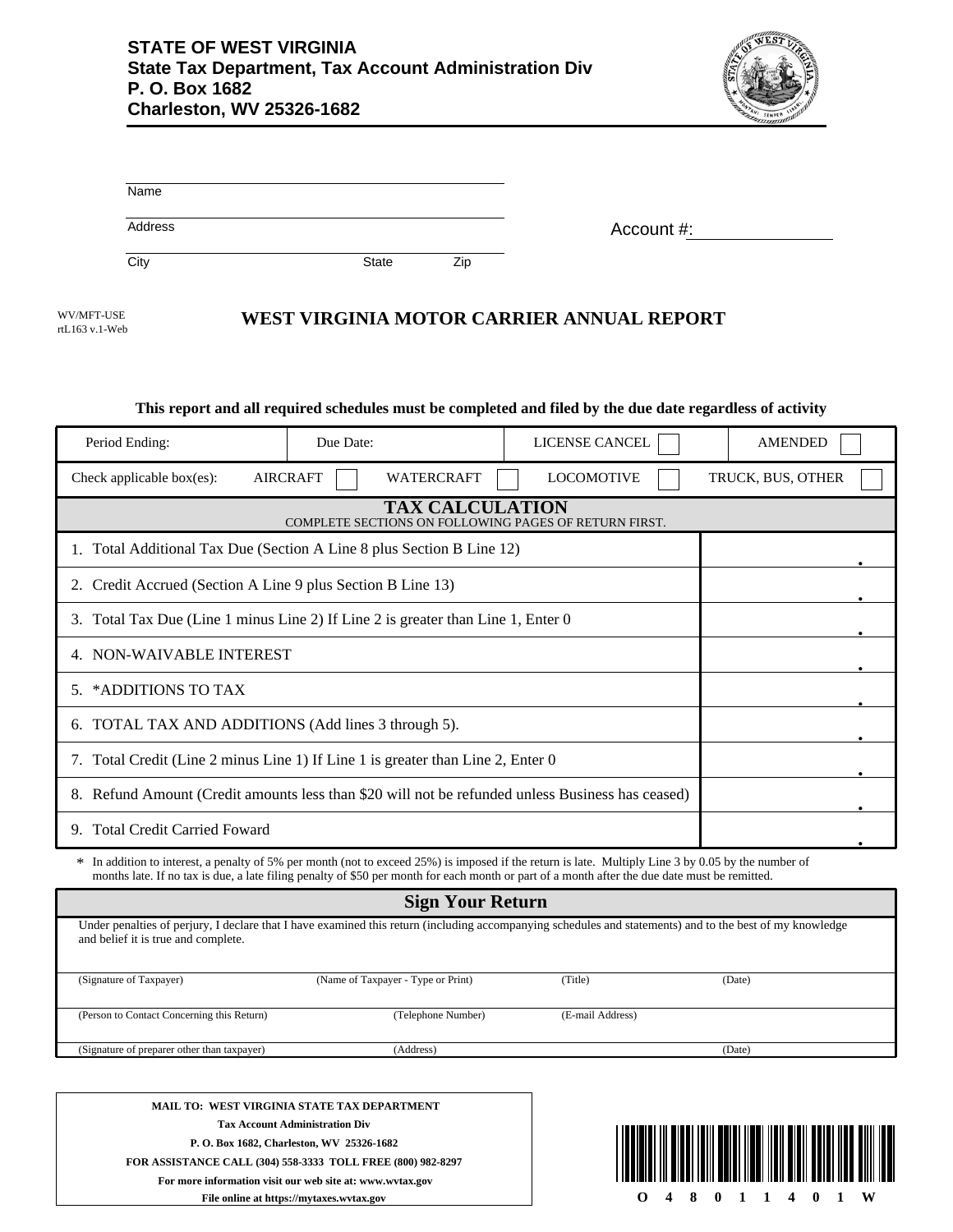**STATE OF WEST VIRGINIA**
**State Tax Department, Tax Account Administration Div**
**P. O. Box 1682**
**Charleston, WV 25326-1682**

Name

Address

City State Zip

Account #:

WV/MFT-USE
rtL163 v.1-Web

# WEST VIRGINIA MOTOR CARRIER ANNUAL REPORT

**This report and all required schedules must be completed and filed by the due date regardless of activity**

| Period Ending: | Due Date: | LICENSE CANCEL ☐ | AMENDED ☐ |
|---|---|---|---|
| Check applicable box(es): AIRCRAFT ☐ | WATERCRAFT ☐ | LOCOMOTIVE ☐ | TRUCK, BUS, OTHER ☐ |

## TAX CALCULATION

COMPLETE SECTIONS ON FOLLOWING PAGES OF RETURN FIRST.

| Line | Amount |
|---|---|
| 1. Total Additional Tax Due (Section A Line 8 plus Section B Line 12) | . |
| 2. Credit Accrued (Section A Line 9 plus Section B Line 13) | . |
| 3. Total Tax Due (Line 1 minus Line 2) If Line 2 is greater than Line 1, Enter 0 | . |
| 4. NON-WAIVABLE INTEREST | . |
| 5. *ADDITIONS TO TAX | . |
| 6. TOTAL TAX AND ADDITIONS (Add lines 3 through 5). | . |
| 7. Total Credit (Line 2 minus Line 1) If Line 1 is greater than Line 2, Enter 0 | . |
| 8. Refund Amount (Credit amounts less than $20 will not be refunded unless Business has ceased) | . |
| 9. Total Credit Carried Foward | . |

\* In addition to interest, a penalty of 5% per month (not to exceed 25%) is imposed if the return is late. Multiply Line 3 by 0.05 by the number of months late. If no tax is due, a late filing penalty of $50 per month for each month or part of a month after the due date must be remitted.

## Sign Your Return

Under penalties of perjury, I declare that I have examined this return (including accompanying schedules and statements) and to the best of my knowledge and belief it is true and complete.

| (Signature of Taxpayer) | (Name of Taxpayer - Type or Print) | (Title) | (Date) |
|---|---|---|---|
| (Person to Contact Concerning this Return) | (Telephone Number) | (E-mail Address) | |
| (Signature of preparer other than taxpayer) | (Address) | | (Date) |

**MAIL TO: WEST VIRGINIA STATE TAX DEPARTMENT**
**Tax Account Administration Div**
**P. O. Box 1682, Charleston, WV 25326-1682**
**FOR ASSISTANCE CALL (304) 558-3333 TOLL FREE (800) 982-8297**
**For more information visit our web site at: www.wvtax.gov**
**File online at https://mytaxes.wvtax.gov**

O 4 8 0 1 1 4 0 1 W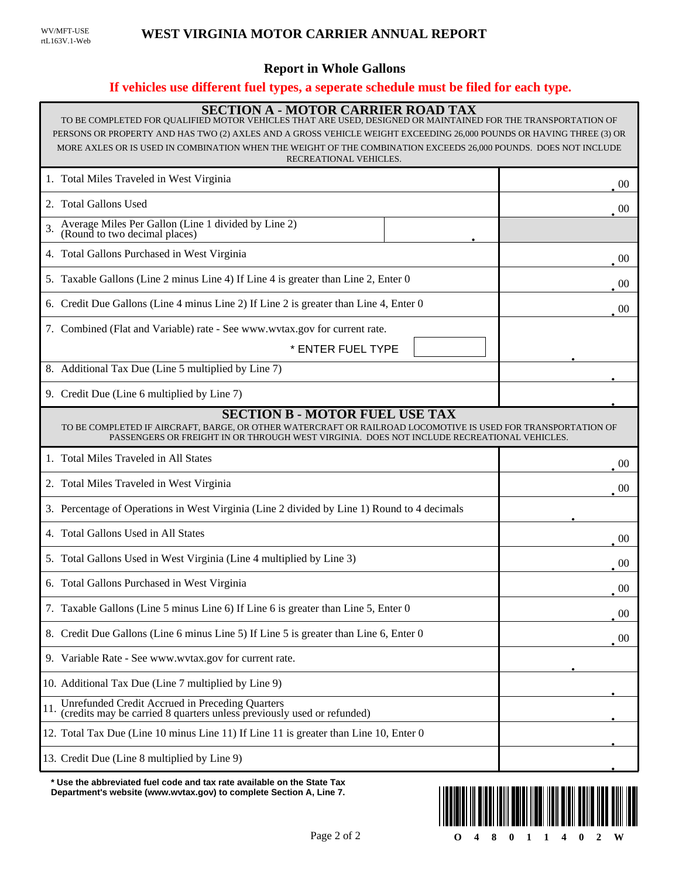WV/MFT-USE
rtL163V.1-Web

# WEST VIRGINIA MOTOR CARRIER ANNUAL REPORT

**Report in Whole Gallons**

**If vehicles use different fuel types, a seperate schedule must be filed for each type.**

## SECTION A - MOTOR CARRIER ROAD TAX

TO BE COMPLETED FOR QUALIFIED MOTOR VEHICLES THAT ARE USED, DESIGNED OR MAINTAINED FOR THE TRANSPORTATION OF PERSONS OR PROPERTY AND HAS TWO (2) AXLES AND A GROSS VEHICLE WEIGHT EXCEEDING 26,000 POUNDS OR HAVING THREE (3) OR MORE AXLES OR IS USED IN COMBINATION WHEN THE WEIGHT OF THE COMBINATION EXCEEDS 26,000 POUNDS. DOES NOT INCLUDE RECREATIONAL VEHICLES.

| | | |
|---|---|---|
| 1. Total Miles Traveled in West Virginia | | .00 |
| 2. Total Gallons Used | | .00 |
| 3. Average Miles Per Gallon (Line 1 divided by Line 2) (Round to two decimal places) | . | |
| 4. Total Gallons Purchased in West Virginia | | .00 |
| 5. Taxable Gallons (Line 2 minus Line 4) If Line 4 is greater than Line 2, Enter 0 | | .00 |
| 6. Credit Due Gallons (Line 4 minus Line 2) If Line 2 is greater than Line 4, Enter 0 | | .00 |
| 7. Combined (Flat and Variable) rate - See www.wvtax.gov for current rate. * ENTER FUEL TYPE | | . |
| 8. Additional Tax Due (Line 5 multiplied by Line 7) | | . |
| 9. Credit Due (Line 6 multiplied by Line 7) | | . |

## SECTION B - MOTOR FUEL USE TAX

TO BE COMPLETED IF AIRCRAFT, BARGE, OR OTHER WATERCRAFT OR RAILROAD LOCOMOTIVE IS USED FOR TRANSPORTATION OF PASSENGERS OR FREIGHT IN OR THROUGH WEST VIRGINIA. DOES NOT INCLUDE RECREATIONAL VEHICLES.

| | |
|---|---|
| 1. Total Miles Traveled in All States | .00 |
| 2. Total Miles Traveled in West Virginia | .00 |
| 3. Percentage of Operations in West Virginia (Line 2 divided by Line 1) Round to 4 decimals | . |
| 4. Total Gallons Used in All States | .00 |
| 5. Total Gallons Used in West Virginia (Line 4 multiplied by Line 3) | .00 |
| 6. Total Gallons Purchased in West Virginia | .00 |
| 7. Taxable Gallons (Line 5 minus Line 6) If Line 6 is greater than Line 5, Enter 0 | .00 |
| 8. Credit Due Gallons (Line 6 minus Line 5) If Line 5 is greater than Line 6, Enter 0 | .00 |
| 9. Variable Rate - See www.wvtax.gov for current rate. | . |
| 10. Additional Tax Due (Line 7 multiplied by Line 9) | . |
| 11. Unrefunded Credit Accrued in Preceding Quarters (credits may be carried 8 quarters unless previously used or refunded) | . |
| 12. Total Tax Due (Line 10 minus Line 11) If Line 11 is greater than Line 10, Enter 0 | . |
| 13. Credit Due (Line 8 multiplied by Line 9) | . |

**\* Use the abbreviated fuel code and tax rate available on the State Tax Department's website (www.wvtax.gov) to complete Section A, Line 7.**

O 4 8 0 1 1 4 0 2 W